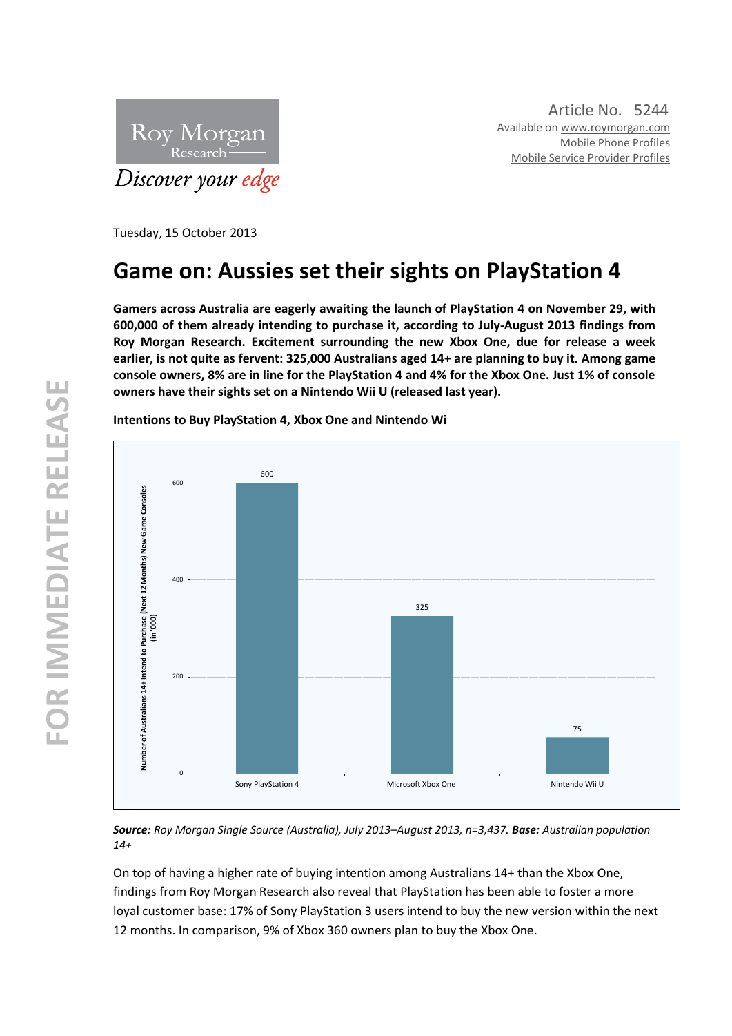Roy Morgan Research

Discover your edge

Article No. 5244
Available on www.roymorgan.com
Mobile Phone Profiles
Mobile Service Provider Profiles

Tuesday, 15 October 2013

# Game on: Aussies set their sights on PlayStation 4

**Gamers across Australia are eagerly awaiting the launch of PlayStation 4 on November 29, with 600,000 of them already intending to purchase it, according to July-August 2013 findings from Roy Morgan Research. Excitement surrounding the new Xbox One, due for release a week earlier, is not quite as fervent: 325,000 Australians aged 14+ are planning to buy it. Among game console owners, 8% are in line for the PlayStation 4 and 4% for the Xbox One. Just 1% of console owners have their sights set on a Nintendo Wii U (released last year).**

**Intentions to Buy PlayStation 4, Xbox One and Nintendo Wi**

| Console | Number of Australians 14+ Intend to Purchase (Next 12 Months) New Game Consoles (in '000) |
|---|---|
| Sony PlayStation 4 | 600 |
| Microsoft Xbox One | 325 |
| Nintendo Wii U | 75 |

***Source:*** *Roy Morgan Single Source (Australia), July 2013–August 2013, n=3,437.* ***Base:*** *Australian population 14+*

On top of having a higher rate of buying intention among Australians 14+ than the Xbox One, findings from Roy Morgan Research also reveal that PlayStation has been able to foster a more loyal customer base: 17% of Sony PlayStation 3 users intend to buy the new version within the next 12 months. In comparison, 9% of Xbox 360 owners plan to buy the Xbox One.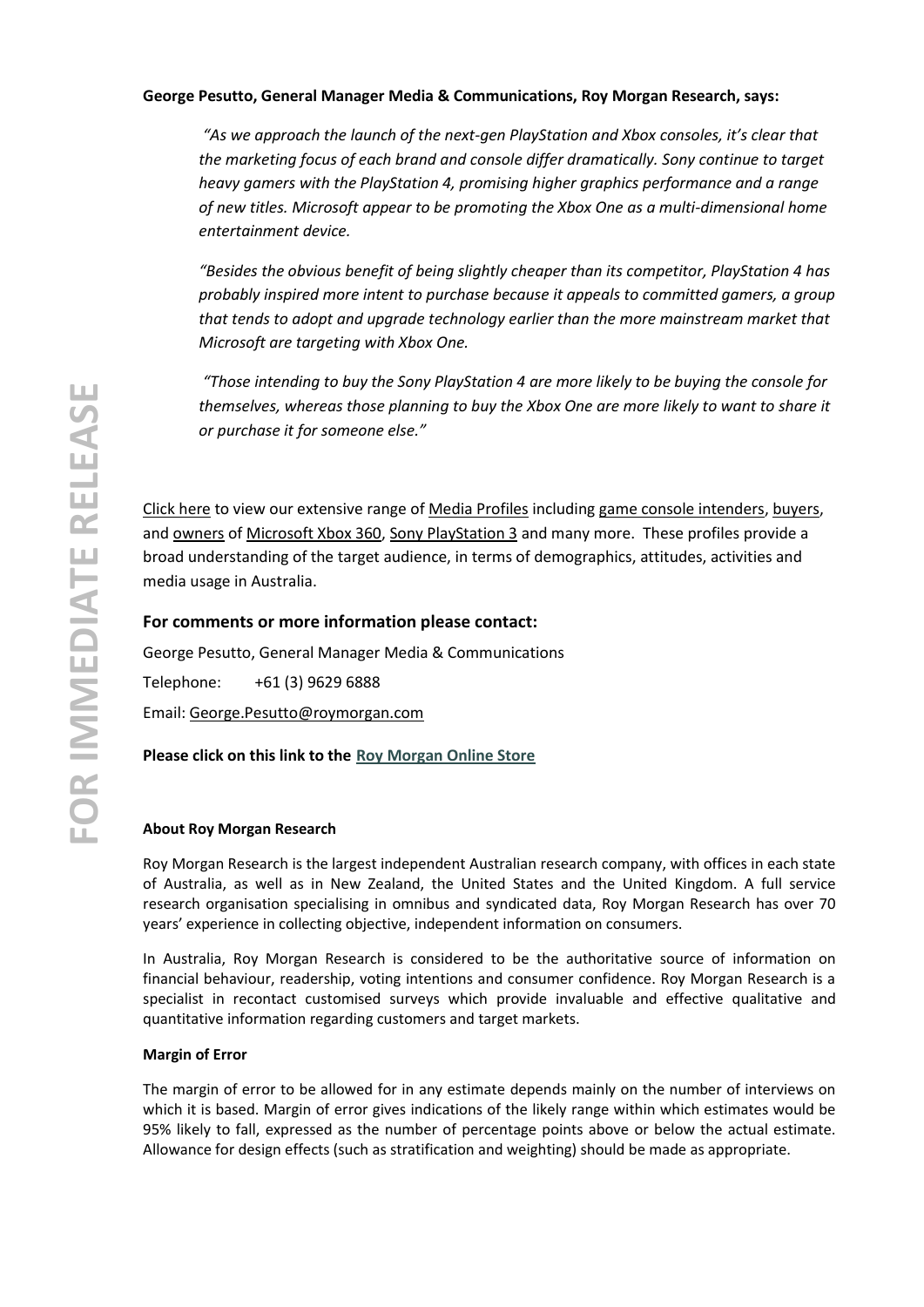**George Pesutto, General Manager Media & Communications, Roy Morgan Research, says:**

> *"As we approach the launch of the next-gen PlayStation and Xbox consoles, it's clear that the marketing focus of each brand and console differ dramatically. Sony continue to target heavy gamers with the PlayStation 4, promising higher graphics performance and a range of new titles. Microsoft appear to be promoting the Xbox One as a multi-dimensional home entertainment device.*
>
> *"Besides the obvious benefit of being slightly cheaper than its competitor, PlayStation 4 has probably inspired more intent to purchase because it appeals to committed gamers, a group that tends to adopt and upgrade technology earlier than the more mainstream market that Microsoft are targeting with Xbox One.*
>
> *"Those intending to buy the Sony PlayStation 4 are more likely to be buying the console for themselves, whereas those planning to buy the Xbox One are more likely to want to share it or purchase it for someone else."*

Click here to view our extensive range of Media Profiles including game console intenders, buyers, and owners of Microsoft Xbox 360, Sony PlayStation 3 and many more. These profiles provide a broad understanding of the target audience, in terms of demographics, attitudes, activities and media usage in Australia.

## For comments or more information please contact:

George Pesutto, General Manager Media & Communications

Telephone: +61 (3) 9629 6888

Email: George.Pesutto@roymorgan.com

**Please click on this link to the Roy Morgan Online Store**

### About Roy Morgan Research

Roy Morgan Research is the largest independent Australian research company, with offices in each state of Australia, as well as in New Zealand, the United States and the United Kingdom. A full service research organisation specialising in omnibus and syndicated data, Roy Morgan Research has over 70 years' experience in collecting objective, independent information on consumers.

In Australia, Roy Morgan Research is considered to be the authoritative source of information on financial behaviour, readership, voting intentions and consumer confidence. Roy Morgan Research is a specialist in recontact customised surveys which provide invaluable and effective qualitative and quantitative information regarding customers and target markets.

### Margin of Error

The margin of error to be allowed for in any estimate depends mainly on the number of interviews on which it is based. Margin of error gives indications of the likely range within which estimates would be 95% likely to fall, expressed as the number of percentage points above or below the actual estimate. Allowance for design effects (such as stratification and weighting) should be made as appropriate.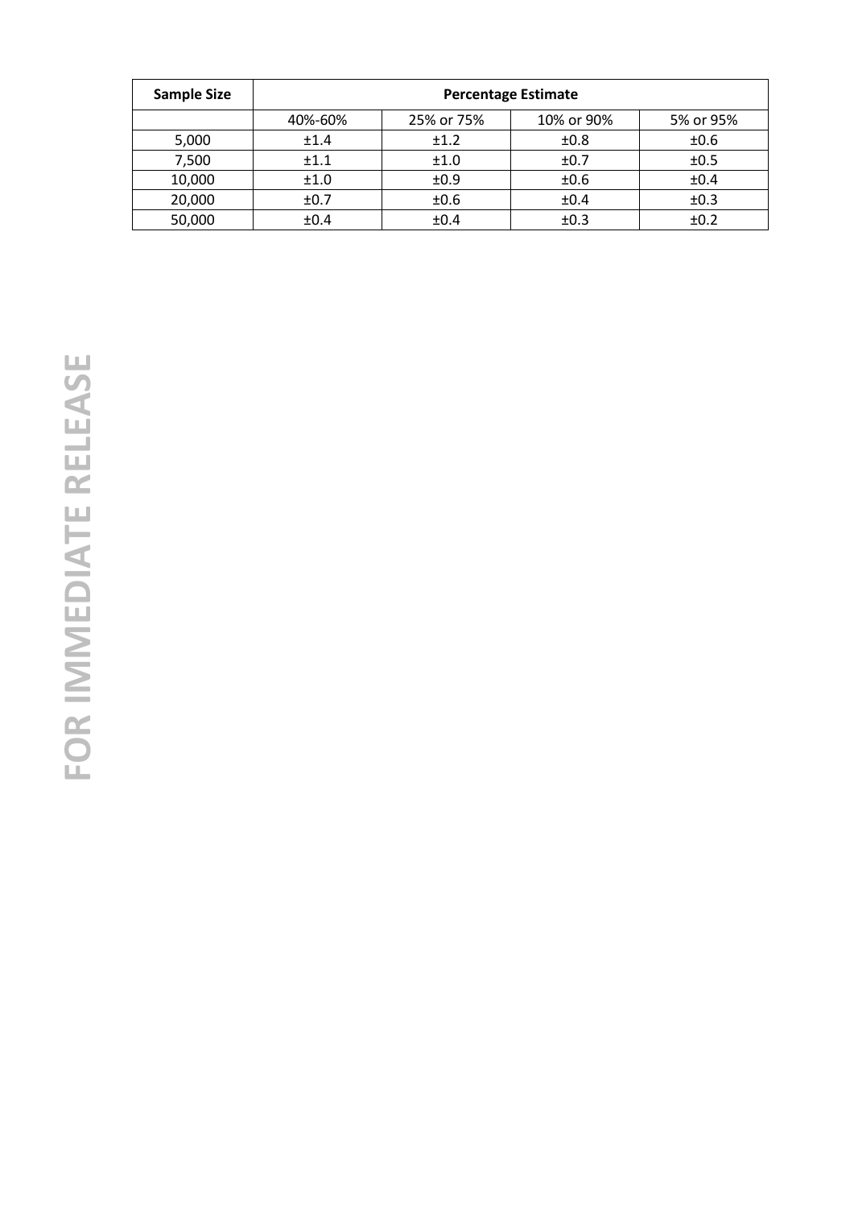| Sample Size | Percentage Estimate | | | |
|---|---|---|---|---|
| | 40%-60% | 25% or 75% | 10% or 90% | 5% or 95% |
| 5,000 | ±1.4 | ±1.2 | ±0.8 | ±0.6 |
| 7,500 | ±1.1 | ±1.0 | ±0.7 | ±0.5 |
| 10,000 | ±1.0 | ±0.9 | ±0.6 | ±0.4 |
| 20,000 | ±0.7 | ±0.6 | ±0.4 | ±0.3 |
| 50,000 | ±0.4 | ±0.4 | ±0.3 | ±0.2 |

FOR IMMEDIATE RELEASE